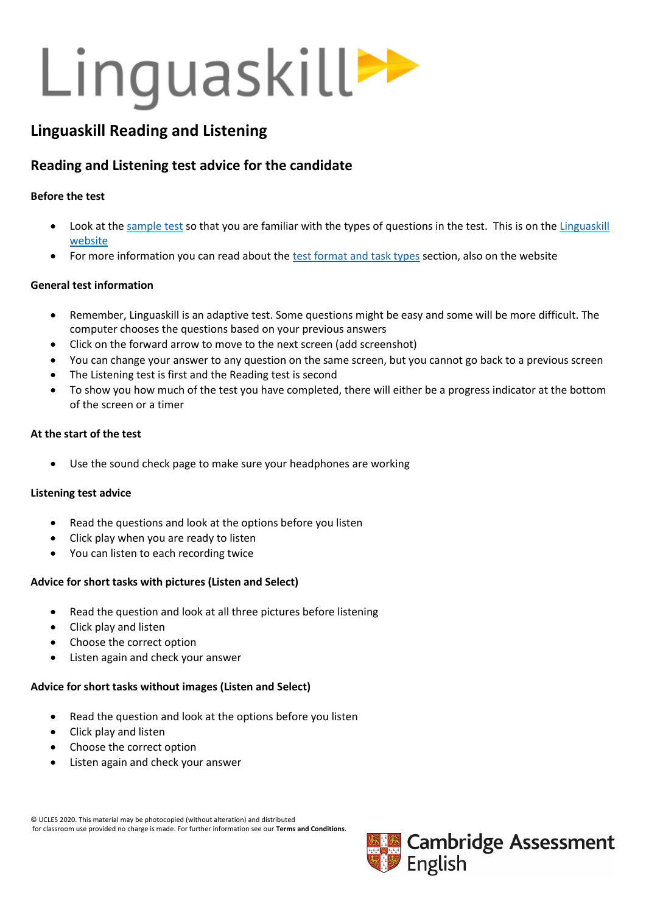# Linguaskill

## Linguaskill Reading and Listening

## Reading and Listening test advice for the candidate

**Before the test**

- Look at the sample test so that you are familiar with the types of questions in the test. This is on the Linguaskill website
- For more information you can read about the test format and task types section, also on the website

**General test information**

- Remember, Linguaskill is an adaptive test. Some questions might be easy and some will be more difficult. The computer chooses the questions based on your previous answers
- Click on the forward arrow to move to the next screen (add screenshot)
- You can change your answer to any question on the same screen, but you cannot go back to a previous screen
- The Listening test is first and the Reading test is second
- To show you how much of the test you have completed, there will either be a progress indicator at the bottom of the screen or a timer

**At the start of the test**

- Use the sound check page to make sure your headphones are working

**Listening test advice**

- Read the questions and look at the options before you listen
- Click play when you are ready to listen
- You can listen to each recording twice

**Advice for short tasks with pictures (Listen and Select)**

- Read the question and look at all three pictures before listening
- Click play and listen
- Choose the correct option
- Listen again and check your answer

**Advice for short tasks without images (Listen and Select)**

- Read the question and look at the options before you listen
- Click play and listen
- Choose the correct option
- Listen again and check your answer

© UCLES 2020. This material may be photocopied (without alteration) and distributed for classroom use provided no charge is made. For further information see our **Terms and Conditions**.

Cambridge Assessment English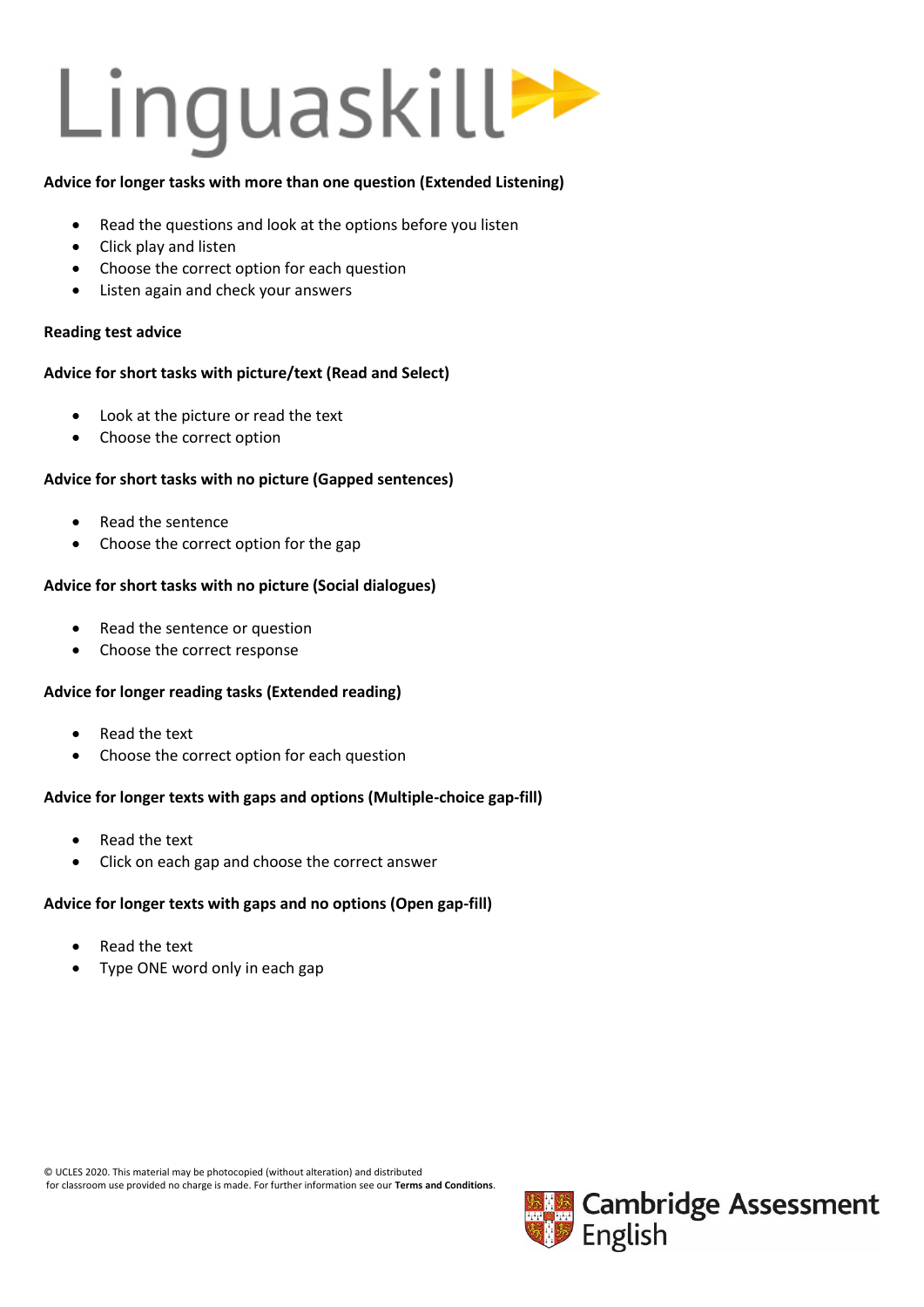**Advice for longer tasks with more than one question (Extended Listening)**

- Read the questions and look at the options before you listen
- Click play and listen
- Choose the correct option for each question
- Listen again and check your answers

**Reading test advice**

**Advice for short tasks with picture/text (Read and Select)**

- Look at the picture or read the text
- Choose the correct option

**Advice for short tasks with no picture (Gapped sentences)**

- Read the sentence
- Choose the correct option for the gap

**Advice for short tasks with no picture (Social dialogues)**

- Read the sentence or question
- Choose the correct response

**Advice for longer reading tasks (Extended reading)**

- Read the text
- Choose the correct option for each question

**Advice for longer texts with gaps and options (Multiple-choice gap-fill)**

- Read the text
- Click on each gap and choose the correct answer

**Advice for longer texts with gaps and no options (Open gap-fill)**

- Read the text
- Type ONE word only in each gap

© UCLES 2020. This material may be photocopied (without alteration) and distributed for classroom use provided no charge is made. For further information see our **Terms and Conditions**.